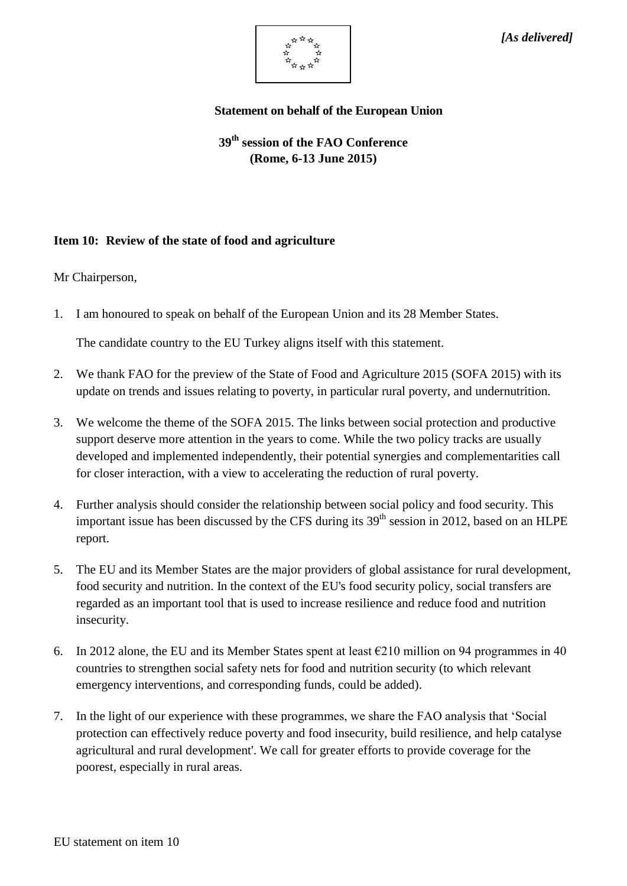*[As delivered]*

**Statement on behalf of the European Union**

**39th session of the FAO Conference (Rome, 6-13 June 2015)**

**Item 10: Review of the state of food and agriculture**

Mr Chairperson,

1. I am honoured to speak on behalf of the European Union and its 28 Member States.

   The candidate country to the EU Turkey aligns itself with this statement.

2. We thank FAO for the preview of the State of Food and Agriculture 2015 (SOFA 2015) with its update on trends and issues relating to poverty, in particular rural poverty, and undernutrition.

3. We welcome the theme of the SOFA 2015. The links between social protection and productive support deserve more attention in the years to come. While the two policy tracks are usually developed and implemented independently, their potential synergies and complementarities call for closer interaction, with a view to accelerating the reduction of rural poverty.

4. Further analysis should consider the relationship between social policy and food security. This important issue has been discussed by the CFS during its 39th session in 2012, based on an HLPE report.

5. The EU and its Member States are the major providers of global assistance for rural development, food security and nutrition. In the context of the EU's food security policy, social transfers are regarded as an important tool that is used to increase resilience and reduce food and nutrition insecurity.

6. In 2012 alone, the EU and its Member States spent at least €210 million on 94 programmes in 40 countries to strengthen social safety nets for food and nutrition security (to which relevant emergency interventions, and corresponding funds, could be added).

7. In the light of our experience with these programmes, we share the FAO analysis that 'Social protection can effectively reduce poverty and food insecurity, build resilience, and help catalyse agricultural and rural development'. We call for greater efforts to provide coverage for the poorest, especially in rural areas.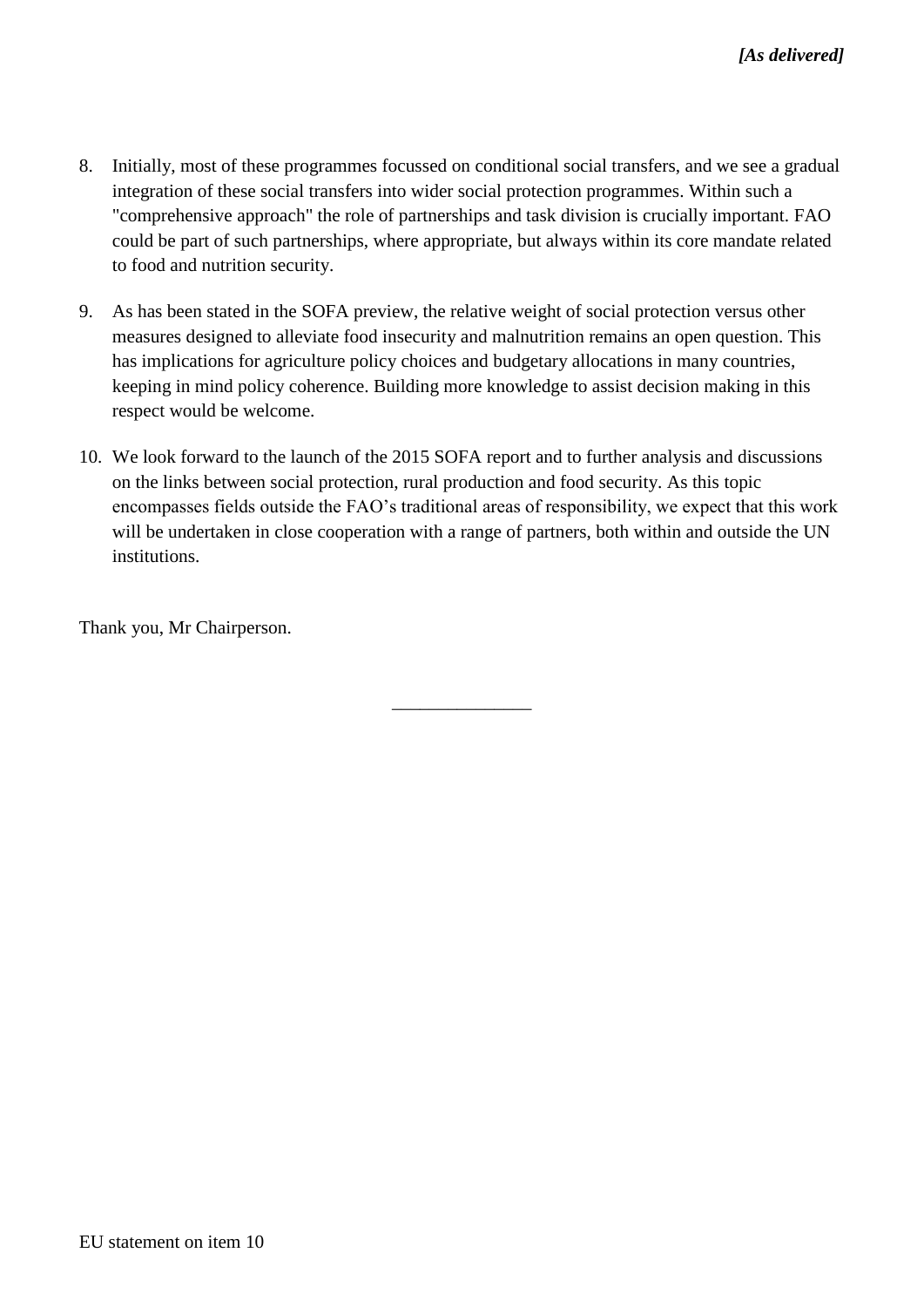*[As delivered]*

8. Initially, most of these programmes focussed on conditional social transfers, and we see a gradual integration of these social transfers into wider social protection programmes. Within such a "comprehensive approach" the role of partnerships and task division is crucially important. FAO could be part of such partnerships, where appropriate, but always within its core mandate related to food and nutrition security.

9. As has been stated in the SOFA preview, the relative weight of social protection versus other measures designed to alleviate food insecurity and malnutrition remains an open question. This has implications for agriculture policy choices and budgetary allocations in many countries, keeping in mind policy coherence. Building more knowledge to assist decision making in this respect would be welcome.

10. We look forward to the launch of the 2015 SOFA report and to further analysis and discussions on the links between social protection, rural production and food security. As this topic encompasses fields outside the FAO's traditional areas of responsibility, we expect that this work will be undertaken in close cooperation with a range of partners, both within and outside the UN institutions.

Thank you, Mr Chairperson.

_______________